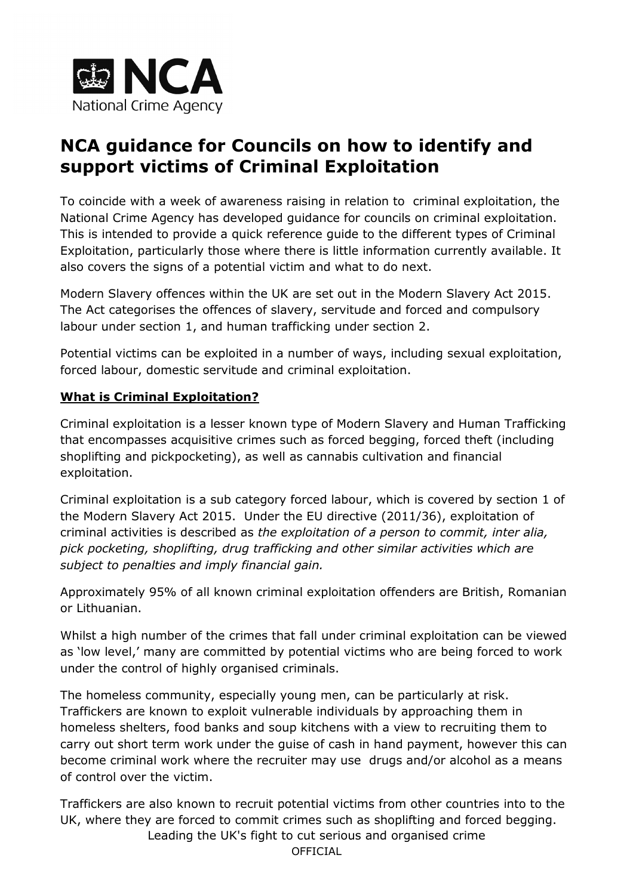# NCA guidance for Councils on how to identify and support victims of Criminal Exploitation

To coincide with a week of awareness raising in relation to criminal exploitation, the National Crime Agency has developed guidance for councils on criminal exploitation. This is intended to provide a quick reference guide to the different types of Criminal Exploitation, particularly those where there is little information currently available. It also covers the signs of a potential victim and what to do next.

Modern Slavery offences within the UK are set out in the Modern Slavery Act 2015. The Act categorises the offences of slavery, servitude and forced and compulsory labour under section 1, and human trafficking under section 2.

Potential victims can be exploited in a number of ways, including sexual exploitation, forced labour, domestic servitude and criminal exploitation.

## What is Criminal Exploitation?

Criminal exploitation is a lesser known type of Modern Slavery and Human Trafficking that encompasses acquisitive crimes such as forced begging, forced theft (including shoplifting and pickpocketing), as well as cannabis cultivation and financial exploitation.

Criminal exploitation is a sub category forced labour, which is covered by section 1 of the Modern Slavery Act 2015. Under the EU directive (2011/36), exploitation of criminal activities is described as *the exploitation of a person to commit, inter alia, pick pocketing, shoplifting, drug trafficking and other similar activities which are subject to penalties and imply financial gain.*

Approximately 95% of all known criminal exploitation offenders are British, Romanian or Lithuanian.

Whilst a high number of the crimes that fall under criminal exploitation can be viewed as 'low level,' many are committed by potential victims who are being forced to work under the control of highly organised criminals.

The homeless community, especially young men, can be particularly at risk. Traffickers are known to exploit vulnerable individuals by approaching them in homeless shelters, food banks and soup kitchens with a view to recruiting them to carry out short term work under the guise of cash in hand payment, however this can become criminal work where the recruiter may use drugs and/or alcohol as a means of control over the victim.

Traffickers are also known to recruit potential victims from other countries into to the UK, where they are forced to commit crimes such as shoplifting and forced begging.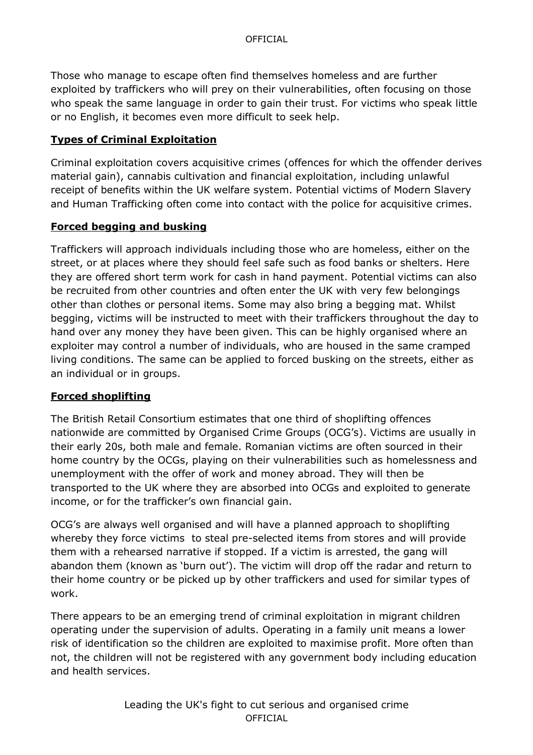Those who manage to escape often find themselves homeless and are further exploited by traffickers who will prey on their vulnerabilities, often focusing on those who speak the same language in order to gain their trust. For victims who speak little or no English, it becomes even more difficult to seek help.

## **Types of Criminal Exploitation**

Criminal exploitation covers acquisitive crimes (offences for which the offender derives material gain), cannabis cultivation and financial exploitation, including unlawful receipt of benefits within the UK welfare system. Potential victims of Modern Slavery and Human Trafficking often come into contact with the police for acquisitive crimes.

## **Forced begging and busking**

Traffickers will approach individuals including those who are homeless, either on the street, or at places where they should feel safe such as food banks or shelters. Here they are offered short term work for cash in hand payment. Potential victims can also be recruited from other countries and often enter the UK with very few belongings other than clothes or personal items. Some may also bring a begging mat. Whilst begging, victims will be instructed to meet with their traffickers throughout the day to hand over any money they have been given. This can be highly organised where an exploiter may control a number of individuals, who are housed in the same cramped living conditions. The same can be applied to forced busking on the streets, either as an individual or in groups.

## **Forced shoplifting**

The British Retail Consortium estimates that one third of shoplifting offences nationwide are committed by Organised Crime Groups (OCG's). Victims are usually in their early 20s, both male and female. Romanian victims are often sourced in their home country by the OCGs, playing on their vulnerabilities such as homelessness and unemployment with the offer of work and money abroad. They will then be transported to the UK where they are absorbed into OCGs and exploited to generate income, or for the trafficker's own financial gain.

OCG's are always well organised and will have a planned approach to shoplifting whereby they force victims to steal pre-selected items from stores and will provide them with a rehearsed narrative if stopped. If a victim is arrested, the gang will abandon them (known as 'burn out'). The victim will drop off the radar and return to their home country or be picked up by other traffickers and used for similar types of work.

There appears to be an emerging trend of criminal exploitation in migrant children operating under the supervision of adults. Operating in a family unit means a lower risk of identification so the children are exploited to maximise profit. More often than not, the children will not be registered with any government body including education and health services.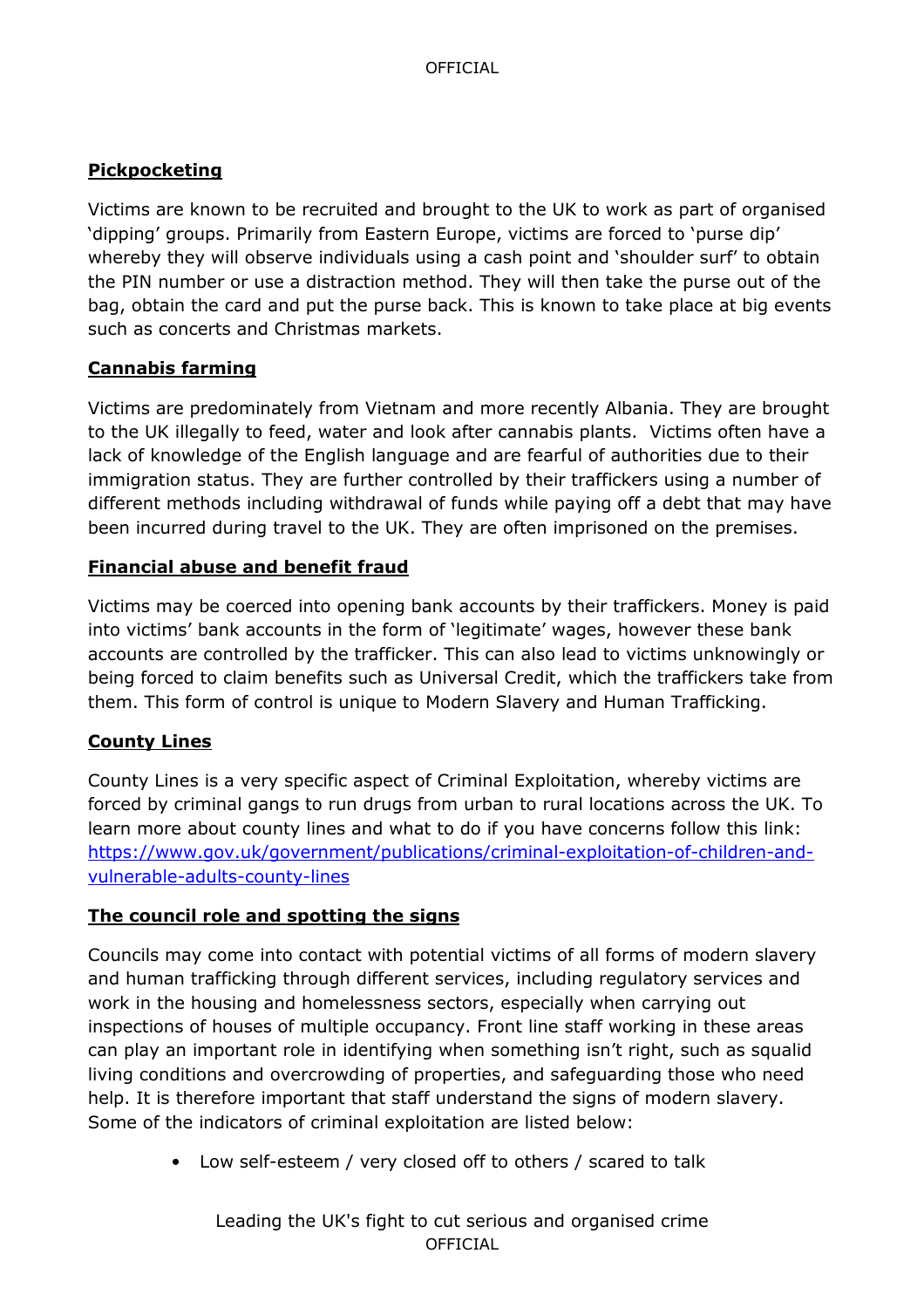## Pickpocketing

Victims are known to be recruited and brought to the UK to work as part of organised 'dipping' groups. Primarily from Eastern Europe, victims are forced to 'purse dip' whereby they will observe individuals using a cash point and 'shoulder surf' to obtain the PIN number or use a distraction method. They will then take the purse out of the bag, obtain the card and put the purse back. This is known to take place at big events such as concerts and Christmas markets.

## Cannabis farming

Victims are predominately from Vietnam and more recently Albania. They are brought to the UK illegally to feed, water and look after cannabis plants. Victims often have a lack of knowledge of the English language and are fearful of authorities due to their immigration status. They are further controlled by their traffickers using a number of different methods including withdrawal of funds while paying off a debt that may have been incurred during travel to the UK. They are often imprisoned on the premises.

## Financial abuse and benefit fraud

Victims may be coerced into opening bank accounts by their traffickers. Money is paid into victims' bank accounts in the form of 'legitimate' wages, however these bank accounts are controlled by the trafficker. This can also lead to victims unknowingly or being forced to claim benefits such as Universal Credit, which the traffickers take from them. This form of control is unique to Modern Slavery and Human Trafficking.

## County Lines

County Lines is a very specific aspect of Criminal Exploitation, whereby victims are forced by criminal gangs to run drugs from urban to rural locations across the UK. To learn more about county lines and what to do if you have concerns follow this link: [https://www.gov.uk/government/publications/criminal-exploitation-of-children-and-vulnerable-adults-county-lines](https://www.gov.uk/government/publications/criminal-exploitation-of-children-and-vulnerable-adults-county-lines)

## The council role and spotting the signs

Councils may come into contact with potential victims of all forms of modern slavery and human trafficking through different services, including regulatory services and work in the housing and homelessness sectors, especially when carrying out inspections of houses of multiple occupancy. Front line staff working in these areas can play an important role in identifying when something isn't right, such as squalid living conditions and overcrowding of properties, and safeguarding those who need help. It is therefore important that staff understand the signs of modern slavery. Some of the indicators of criminal exploitation are listed below:

- Low self-esteem / very closed off to others / scared to talk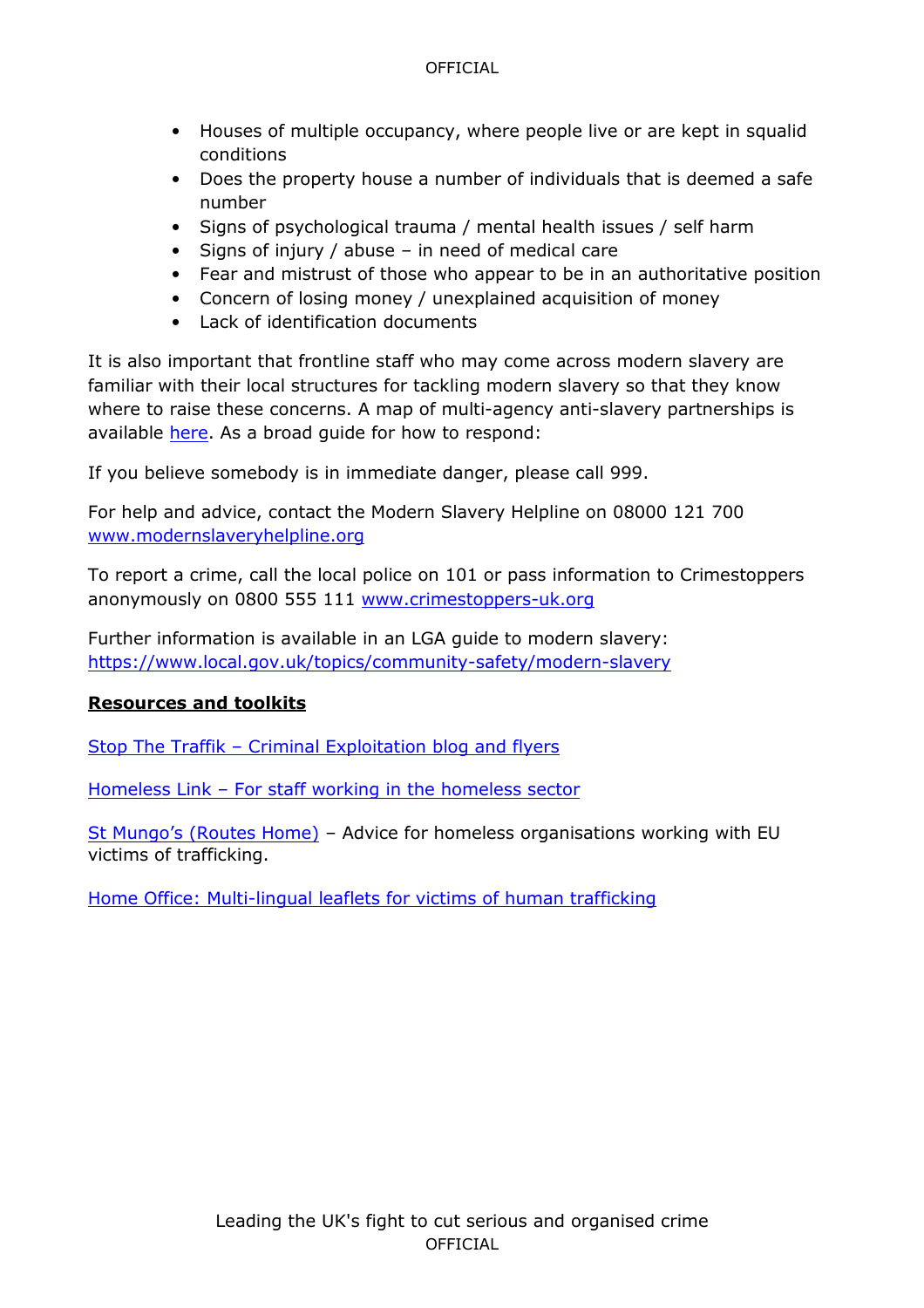- Houses of multiple occupancy, where people live or are kept in squalid conditions
- Does the property house a number of individuals that is deemed a safe number
- Signs of psychological trauma / mental health issues / self harm
- Signs of injury / abuse – in need of medical care
- Fear and mistrust of those who appear to be in an authoritative position
- Concern of losing money / unexplained acquisition of money
- Lack of identification documents

It is also important that frontline staff who may come across modern slavery are familiar with their local structures for tackling modern slavery so that they know where to raise these concerns. A map of multi-agency anti-slavery partnerships is available here. As a broad guide for how to respond:

If you believe somebody is in immediate danger, please call 999.

For help and advice, contact the Modern Slavery Helpline on 08000 121 700 www.modernslaveryhelpline.org

To report a crime, call the local police on 101 or pass information to Crimestoppers anonymously on 0800 555 111 www.crimestoppers-uk.org

Further information is available in an LGA guide to modern slavery: https://www.local.gov.uk/topics/community-safety/modern-slavery

**Resources and toolkits**

Stop The Traffik – Criminal Exploitation blog and flyers

Homeless Link – For staff working in the homeless sector

St Mungo's (Routes Home) – Advice for homeless organisations working with EU victims of trafficking.

Home Office: Multi-lingual leaflets for victims of human trafficking